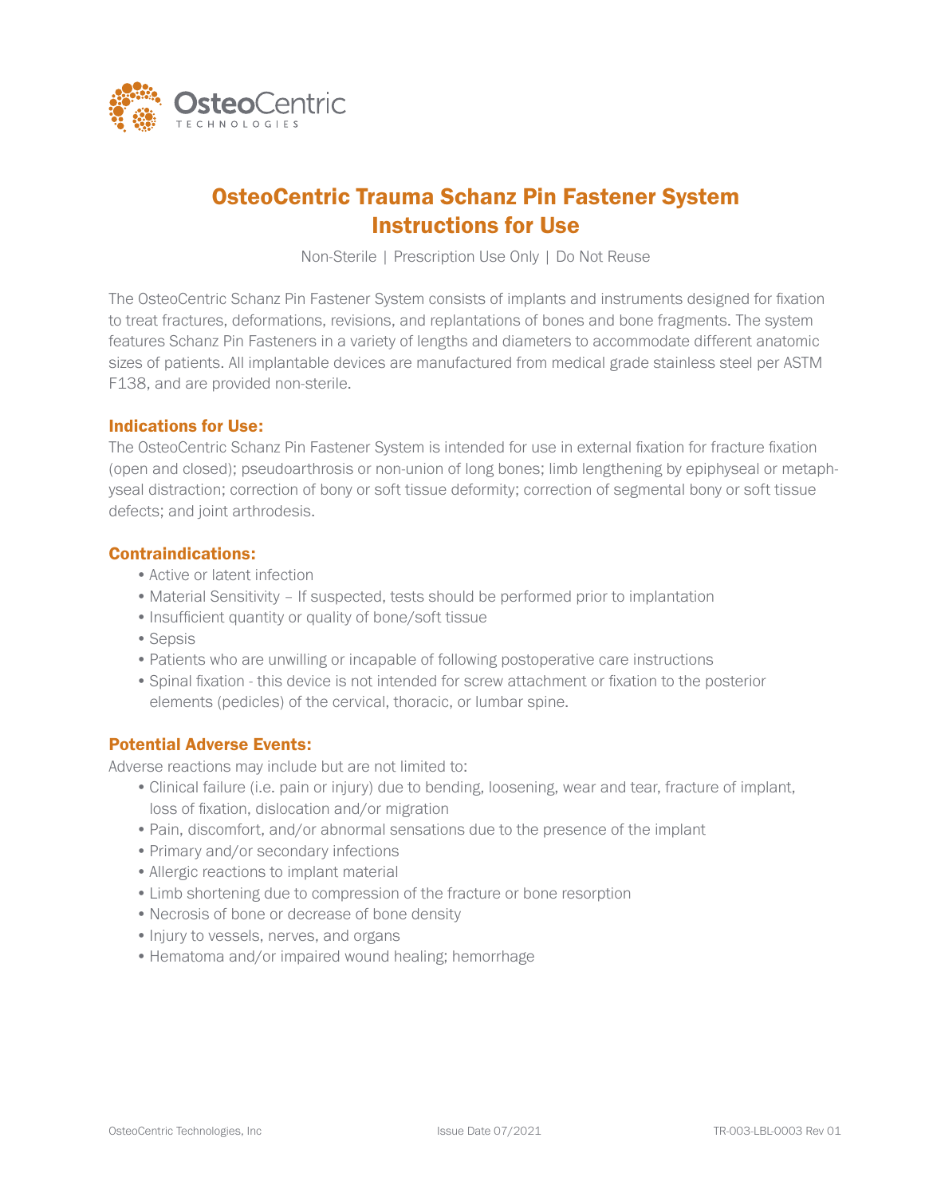OsteoCentric TECHNOLOGIES

# OsteoCentric Trauma Schanz Pin Fastener System Instructions for Use

Non-Sterile | Prescription Use Only | Do Not Reuse

The OsteoCentric Schanz Pin Fastener System consists of implants and instruments designed for fixation to treat fractures, deformations, revisions, and replantations of bones and bone fragments. The system features Schanz Pin Fasteners in a variety of lengths and diameters to accommodate different anatomic sizes of patients. All implantable devices are manufactured from medical grade stainless steel per ASTM F138, and are provided non-sterile.

## Indications for Use:

The OsteoCentric Schanz Pin Fastener System is intended for use in external fixation for fracture fixation (open and closed); pseudoarthrosis or non-union of long bones; limb lengthening by epiphyseal or metaphyseal distraction; correction of bony or soft tissue deformity; correction of segmental bony or soft tissue defects; and joint arthrodesis.

## Contraindications:

- Active or latent infection
- Material Sensitivity – If suspected, tests should be performed prior to implantation
- Insufficient quantity or quality of bone/soft tissue
- Sepsis
- Patients who are unwilling or incapable of following postoperative care instructions
- Spinal fixation - this device is not intended for screw attachment or fixation to the posterior elements (pedicles) of the cervical, thoracic, or lumbar spine.

## Potential Adverse Events:

Adverse reactions may include but are not limited to:

- Clinical failure (i.e. pain or injury) due to bending, loosening, wear and tear, fracture of implant, loss of fixation, dislocation and/or migration
- Pain, discomfort, and/or abnormal sensations due to the presence of the implant
- Primary and/or secondary infections
- Allergic reactions to implant material
- Limb shortening due to compression of the fracture or bone resorption
- Necrosis of bone or decrease of bone density
- Injury to vessels, nerves, and organs
- Hematoma and/or impaired wound healing; hemorrhage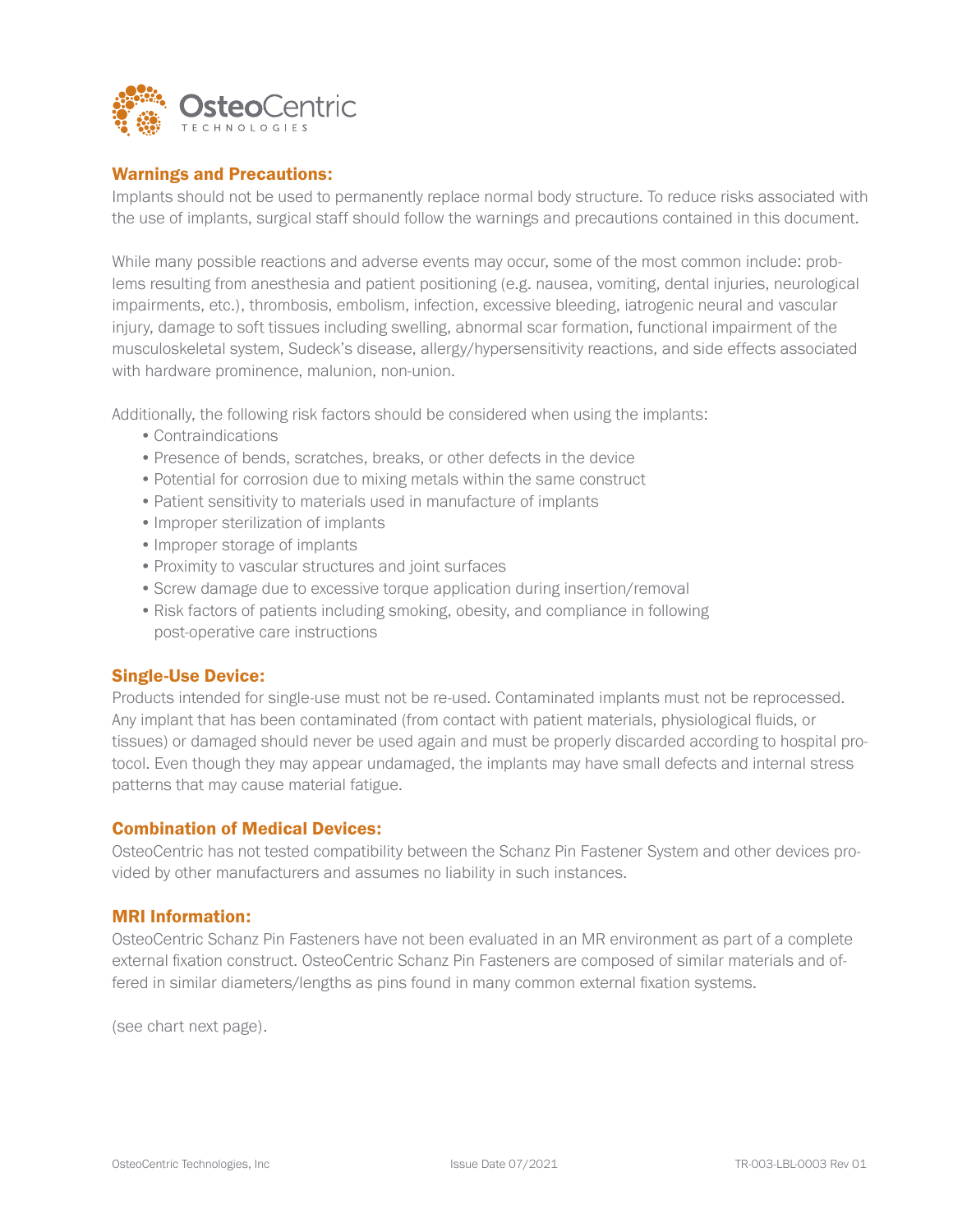## Warnings and Precautions:

Implants should not be used to permanently replace normal body structure. To reduce risks associated with the use of implants, surgical staff should follow the warnings and precautions contained in this document.

While many possible reactions and adverse events may occur, some of the most common include: problems resulting from anesthesia and patient positioning (e.g. nausea, vomiting, dental injuries, neurological impairments, etc.), thrombosis, embolism, infection, excessive bleeding, iatrogenic neural and vascular injury, damage to soft tissues including swelling, abnormal scar formation, functional impairment of the musculoskeletal system, Sudeck's disease, allergy/hypersensitivity reactions, and side effects associated with hardware prominence, malunion, non-union.

Additionally, the following risk factors should be considered when using the implants:

- Contraindications
- Presence of bends, scratches, breaks, or other defects in the device
- Potential for corrosion due to mixing metals within the same construct
- Patient sensitivity to materials used in manufacture of implants
- Improper sterilization of implants
- Improper storage of implants
- Proximity to vascular structures and joint surfaces
- Screw damage due to excessive torque application during insertion/removal
- Risk factors of patients including smoking, obesity, and compliance in following post-operative care instructions

## Single-Use Device:

Products intended for single-use must not be re-used. Contaminated implants must not be reprocessed. Any implant that has been contaminated (from contact with patient materials, physiological fluids, or tissues) or damaged should never be used again and must be properly discarded according to hospital protocol. Even though they may appear undamaged, the implants may have small defects and internal stress patterns that may cause material fatigue.

## Combination of Medical Devices:

OsteoCentric has not tested compatibility between the Schanz Pin Fastener System and other devices provided by other manufacturers and assumes no liability in such instances.

## MRI Information:

OsteoCentric Schanz Pin Fasteners have not been evaluated in an MR environment as part of a complete external fixation construct. OsteoCentric Schanz Pin Fasteners are composed of similar materials and offered in similar diameters/lengths as pins found in many common external fixation systems.

(see chart next page).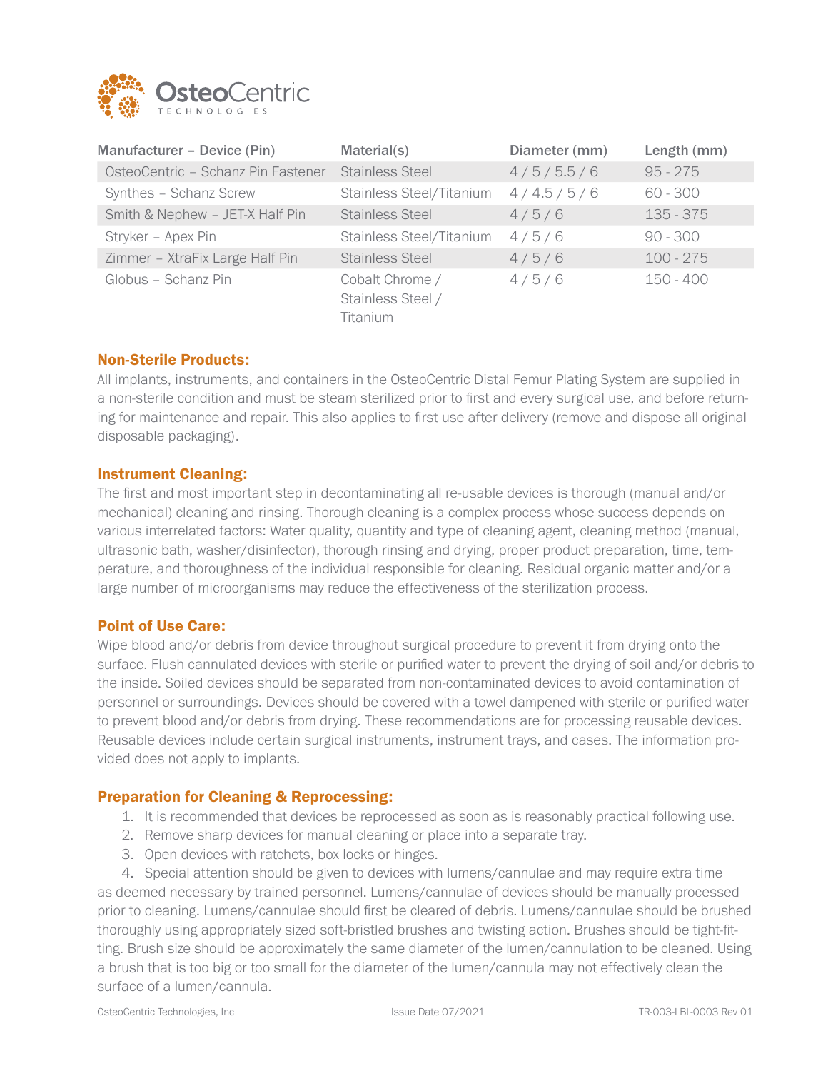| Manufacturer – Device (Pin) | Material(s) | Diameter (mm) | Length (mm) |
|---|---|---|---|
| OsteoCentric – Schanz Pin Fastener | Stainless Steel | 4 / 5 / 5.5 / 6 | 95 - 275 |
| Synthes – Schanz Screw | Stainless Steel/Titanium | 4 / 4.5 / 5 / 6 | 60 - 300 |
| Smith & Nephew – JET-X Half Pin | Stainless Steel | 4 / 5 / 6 | 135 - 375 |
| Stryker – Apex Pin | Stainless Steel/Titanium | 4 / 5 / 6 | 90 - 300 |
| Zimmer – XtraFix Large Half Pin | Stainless Steel | 4 / 5 / 6 | 100 - 275 |
| Globus – Schanz Pin | Cobalt Chrome / Stainless Steel / Titanium | 4 / 5 / 6 | 150 - 400 |

## Non-Sterile Products:

All implants, instruments, and containers in the OsteoCentric Distal Femur Plating System are supplied in a non-sterile condition and must be steam sterilized prior to first and every surgical use, and before returning for maintenance and repair. This also applies to first use after delivery (remove and dispose all original disposable packaging).

## Instrument Cleaning:

The first and most important step in decontaminating all re-usable devices is thorough (manual and/or mechanical) cleaning and rinsing. Thorough cleaning is a complex process whose success depends on various interrelated factors: Water quality, quantity and type of cleaning agent, cleaning method (manual, ultrasonic bath, washer/disinfector), thorough rinsing and drying, proper product preparation, time, temperature, and thoroughness of the individual responsible for cleaning. Residual organic matter and/or a large number of microorganisms may reduce the effectiveness of the sterilization process.

## Point of Use Care:

Wipe blood and/or debris from device throughout surgical procedure to prevent it from drying onto the surface. Flush cannulated devices with sterile or purified water to prevent the drying of soil and/or debris to the inside. Soiled devices should be separated from non-contaminated devices to avoid contamination of personnel or surroundings. Devices should be covered with a towel dampened with sterile or purified water to prevent blood and/or debris from drying. These recommendations are for processing reusable devices. Reusable devices include certain surgical instruments, instrument trays, and cases. The information provided does not apply to implants.

## Preparation for Cleaning & Reprocessing:

1. It is recommended that devices be reprocessed as soon as is reasonably practical following use.
2. Remove sharp devices for manual cleaning or place into a separate tray.
3. Open devices with ratchets, box locks or hinges.
4. Special attention should be given to devices with lumens/cannulae and may require extra time as deemed necessary by trained personnel. Lumens/cannulae of devices should be manually processed prior to cleaning. Lumens/cannulae should first be cleared of debris. Lumens/cannulae should be brushed thoroughly using appropriately sized soft-bristled brushes and twisting action. Brushes should be tight-fitting. Brush size should be approximately the same diameter of the lumen/cannulation to be cleaned. Using a brush that is too big or too small for the diameter of the lumen/cannula may not effectively clean the surface of a lumen/cannula.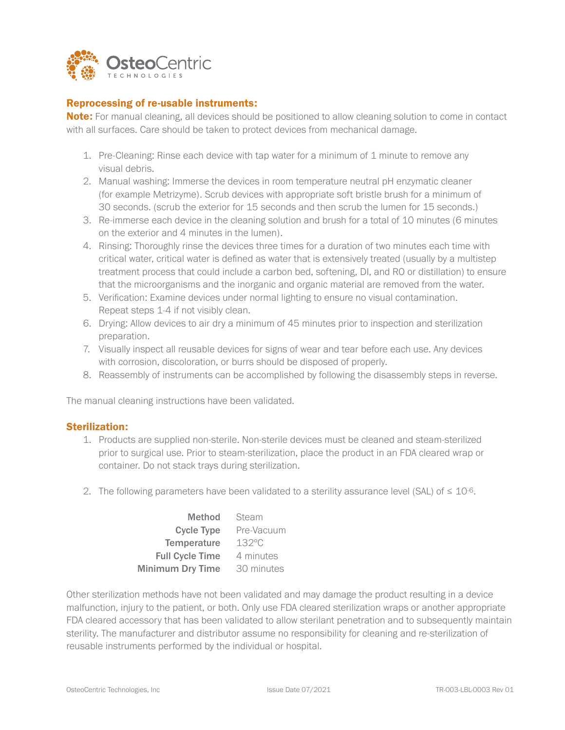## Reprocessing of re-usable instruments:

**Note:** For manual cleaning, all devices should be positioned to allow cleaning solution to come in contact with all surfaces. Care should be taken to protect devices from mechanical damage.

1. Pre-Cleaning: Rinse each device with tap water for a minimum of 1 minute to remove any visual debris.
2. Manual washing: Immerse the devices in room temperature neutral pH enzymatic cleaner (for example Metrizyme). Scrub devices with appropriate soft bristle brush for a minimum of 30 seconds. (scrub the exterior for 15 seconds and then scrub the lumen for 15 seconds.)
3. Re-immerse each device in the cleaning solution and brush for a total of 10 minutes (6 minutes on the exterior and 4 minutes in the lumen).
4. Rinsing: Thoroughly rinse the devices three times for a duration of two minutes each time with critical water, critical water is defined as water that is extensively treated (usually by a multistep treatment process that could include a carbon bed, softening, DI, and RO or distillation) to ensure that the microorganisms and the inorganic and organic material are removed from the water.
5. Verification: Examine devices under normal lighting to ensure no visual contamination. Repeat steps 1-4 if not visibly clean.
6. Drying: Allow devices to air dry a minimum of 45 minutes prior to inspection and sterilization preparation.
7. Visually inspect all reusable devices for signs of wear and tear before each use. Any devices with corrosion, discoloration, or burrs should be disposed of properly.
8. Reassembly of instruments can be accomplished by following the disassembly steps in reverse.

The manual cleaning instructions have been validated.

## Sterilization:

1. Products are supplied non-sterile. Non-sterile devices must be cleaned and steam-sterilized prior to surgical use. Prior to steam-sterilization, place the product in an FDA cleared wrap or container. Do not stack trays during sterilization.

2. The following parameters have been validated to a sterility assurance level (SAL) of ≤ $10^{-6}$.

| | |
|---|---|
| **Method** | Steam |
| **Cycle Type** | Pre-Vacuum |
| **Temperature** | 132°C |
| **Full Cycle Time** | 4 minutes |
| **Minimum Dry Time** | 30 minutes |

Other sterilization methods have not been validated and may damage the product resulting in a device malfunction, injury to the patient, or both. Only use FDA cleared sterilization wraps or another appropriate FDA cleared accessory that has been validated to allow sterilant penetration and to subsequently maintain sterility. The manufacturer and distributor assume no responsibility for cleaning and re-sterilization of reusable instruments performed by the individual or hospital.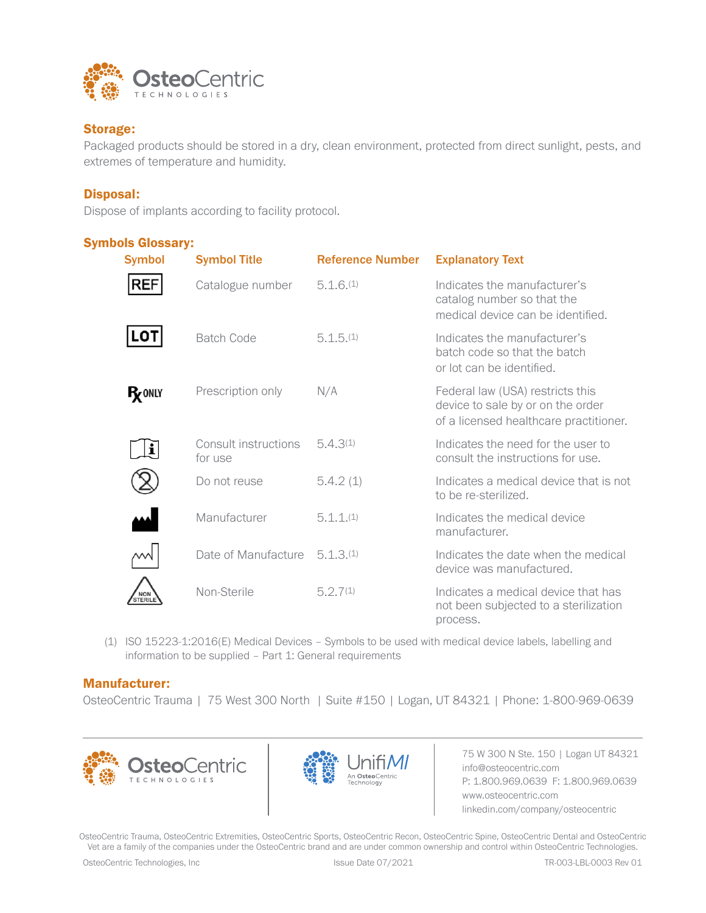## Storage:

Packaged products should be stored in a dry, clean environment, protected from direct sunlight, pests, and extremes of temperature and humidity.

## Disposal:

Dispose of implants according to facility protocol.

## Symbols Glossary:

| Symbol | Symbol Title | Reference Number | Explanatory Text |
|---|---|---|---|
| REF | Catalogue number | 5.1.6.(1) | Indicates the manufacturer's catalog number so that the medical device can be identified. |
| LOT | Batch Code | 5.1.5.(1) | Indicates the manufacturer's batch code so that the batch or lot can be identified. |
| Rx ONLY | Prescription only | N/A | Federal law (USA) restricts this device to sale by or on the order of a licensed healthcare practitioner. |
| | Consult instructions for use | 5.4.3(1) | Indicates the need for the user to consult the instructions for use. |
| | Do not reuse | 5.4.2 (1) | Indicates a medical device that is not to be re-sterilized. |
| | Manufacturer | 5.1.1.(1) | Indicates the medical device manufacturer. |
| | Date of Manufacture | 5.1.3.(1) | Indicates the date when the medical device was manufactured. |
| NON STERILE | Non-Sterile | 5.2.7(1) | Indicates a medical device that has not been subjected to a sterilization process. |

(1) ISO 15223-1:2016(E) Medical Devices – Symbols to be used with medical device labels, labelling and information to be supplied – Part 1: General requirements

## Manufacturer:

OsteoCentric Trauma | 75 West 300 North | Suite #150 | Logan, UT 84321 | Phone: 1-800-969-0639

OsteoCentric TECHNOLOGIES

UnifiMI An OsteoCentric Technology

75 W 300 N Ste. 150 | Logan UT 84321
info@osteocentric.com
P: 1.800.969.0639 F: 1.800.969.0639
www.osteocentric.com
linkedin.com/company/osteocentric

OsteoCentric Trauma, OsteoCentric Extremities, OsteoCentric Sports, OsteoCentric Recon, OsteoCentric Spine, OsteoCentric Dental and OsteoCentric Vet are a family of the companies under the OsteoCentric brand and are under common ownership and control within OsteoCentric Technologies.

OsteoCentric Technologies, Inc | Issue Date 07/2021 | TR-003-LBL-0003 Rev 01